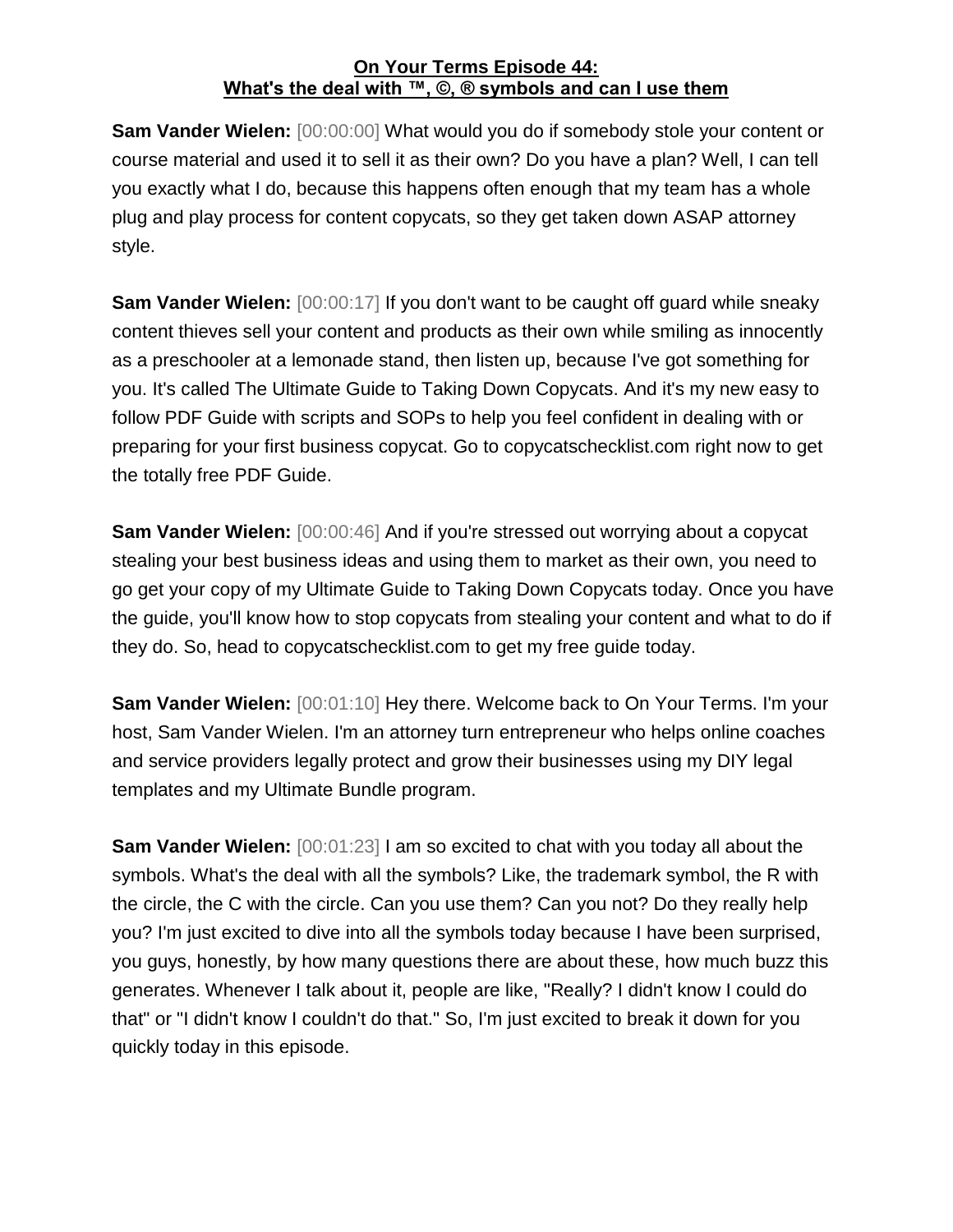**On Your Terms Episode 44:**
**What's the deal with ™, ©, ® symbols and can I use them**

**Sam Vander Wielen:** [00:00:00] What would you do if somebody stole your content or course material and used it to sell it as their own? Do you have a plan? Well, I can tell you exactly what I do, because this happens often enough that my team has a whole plug and play process for content copycats, so they get taken down ASAP attorney style.

**Sam Vander Wielen:** [00:00:17] If you don't want to be caught off guard while sneaky content thieves sell your content and products as their own while smiling as innocently as a preschooler at a lemonade stand, then listen up, because I've got something for you. It's called The Ultimate Guide to Taking Down Copycats. And it's my new easy to follow PDF Guide with scripts and SOPs to help you feel confident in dealing with or preparing for your first business copycat. Go to copycatschecklist.com right now to get the totally free PDF Guide.

**Sam Vander Wielen:** [00:00:46] And if you're stressed out worrying about a copycat stealing your best business ideas and using them to market as their own, you need to go get your copy of my Ultimate Guide to Taking Down Copycats today. Once you have the guide, you'll know how to stop copycats from stealing your content and what to do if they do. So, head to copycatschecklist.com to get my free guide today.

**Sam Vander Wielen:** [00:01:10] Hey there. Welcome back to On Your Terms. I'm your host, Sam Vander Wielen. I'm an attorney turn entrepreneur who helps online coaches and service providers legally protect and grow their businesses using my DIY legal templates and my Ultimate Bundle program.

**Sam Vander Wielen:** [00:01:23] I am so excited to chat with you today all about the symbols. What's the deal with all the symbols? Like, the trademark symbol, the R with the circle, the C with the circle. Can you use them? Can you not? Do they really help you? I'm just excited to dive into all the symbols today because I have been surprised, you guys, honestly, by how many questions there are about these, how much buzz this generates. Whenever I talk about it, people are like, "Really? I didn't know I could do that" or "I didn't know I couldn't do that." So, I'm just excited to break it down for you quickly today in this episode.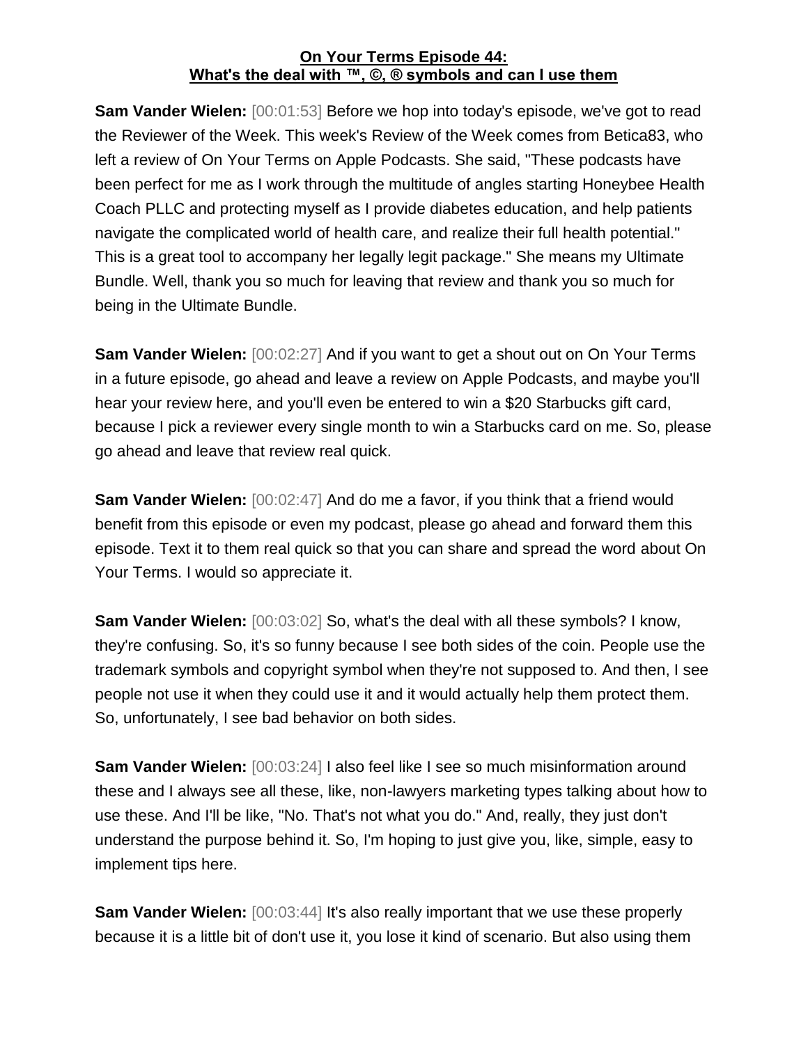**On Your Terms Episode 44:**
**What's the deal with ™, ©, ® symbols and can I use them**

**Sam Vander Wielen:** [00:01:53] Before we hop into today's episode, we've got to read the Reviewer of the Week. This week's Review of the Week comes from Betica83, who left a review of On Your Terms on Apple Podcasts. She said, "These podcasts have been perfect for me as I work through the multitude of angles starting Honeybee Health Coach PLLC and protecting myself as I provide diabetes education, and help patients navigate the complicated world of health care, and realize their full health potential." This is a great tool to accompany her legally legit package." She means my Ultimate Bundle. Well, thank you so much for leaving that review and thank you so much for being in the Ultimate Bundle.

**Sam Vander Wielen:** [00:02:27] And if you want to get a shout out on On Your Terms in a future episode, go ahead and leave a review on Apple Podcasts, and maybe you'll hear your review here, and you'll even be entered to win a $20 Starbucks gift card, because I pick a reviewer every single month to win a Starbucks card on me. So, please go ahead and leave that review real quick.

**Sam Vander Wielen:** [00:02:47] And do me a favor, if you think that a friend would benefit from this episode or even my podcast, please go ahead and forward them this episode. Text it to them real quick so that you can share and spread the word about On Your Terms. I would so appreciate it.

**Sam Vander Wielen:** [00:03:02] So, what's the deal with all these symbols? I know, they're confusing. So, it's so funny because I see both sides of the coin. People use the trademark symbols and copyright symbol when they're not supposed to. And then, I see people not use it when they could use it and it would actually help them protect them. So, unfortunately, I see bad behavior on both sides.

**Sam Vander Wielen:** [00:03:24] I also feel like I see so much misinformation around these and I always see all these, like, non-lawyers marketing types talking about how to use these. And I'll be like, "No. That's not what you do." And, really, they just don't understand the purpose behind it. So, I'm hoping to just give you, like, simple, easy to implement tips here.

**Sam Vander Wielen:** [00:03:44] It's also really important that we use these properly because it is a little bit of don't use it, you lose it kind of scenario. But also using them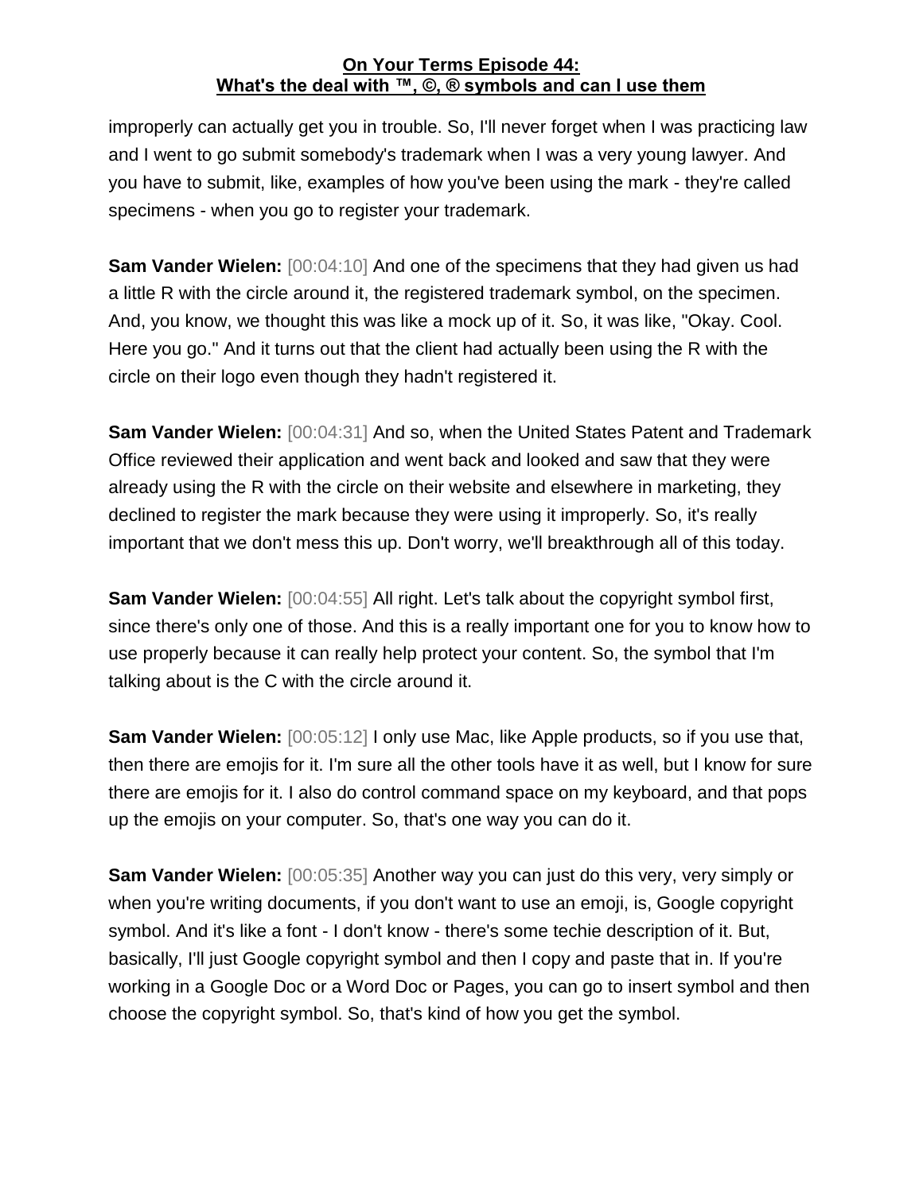improperly can actually get you in trouble. So, I'll never forget when I was practicing law and I went to go submit somebody's trademark when I was a very young lawyer. And you have to submit, like, examples of how you've been using the mark - they're called specimens - when you go to register your trademark.

**Sam Vander Wielen:** [00:04:10] And one of the specimens that they had given us had a little R with the circle around it, the registered trademark symbol, on the specimen. And, you know, we thought this was like a mock up of it. So, it was like, "Okay. Cool. Here you go." And it turns out that the client had actually been using the R with the circle on their logo even though they hadn't registered it.

**Sam Vander Wielen:** [00:04:31] And so, when the United States Patent and Trademark Office reviewed their application and went back and looked and saw that they were already using the R with the circle on their website and elsewhere in marketing, they declined to register the mark because they were using it improperly. So, it's really important that we don't mess this up. Don't worry, we'll breakthrough all of this today.

**Sam Vander Wielen:** [00:04:55] All right. Let's talk about the copyright symbol first, since there's only one of those. And this is a really important one for you to know how to use properly because it can really help protect your content. So, the symbol that I'm talking about is the C with the circle around it.

**Sam Vander Wielen:** [00:05:12] I only use Mac, like Apple products, so if you use that, then there are emojis for it. I'm sure all the other tools have it as well, but I know for sure there are emojis for it. I also do control command space on my keyboard, and that pops up the emojis on your computer. So, that's one way you can do it.

**Sam Vander Wielen:** [00:05:35] Another way you can just do this very, very simply or when you're writing documents, if you don't want to use an emoji, is, Google copyright symbol. And it's like a font - I don't know - there's some techie description of it. But, basically, I'll just Google copyright symbol and then I copy and paste that in. If you're working in a Google Doc or a Word Doc or Pages, you can go to insert symbol and then choose the copyright symbol. So, that's kind of how you get the symbol.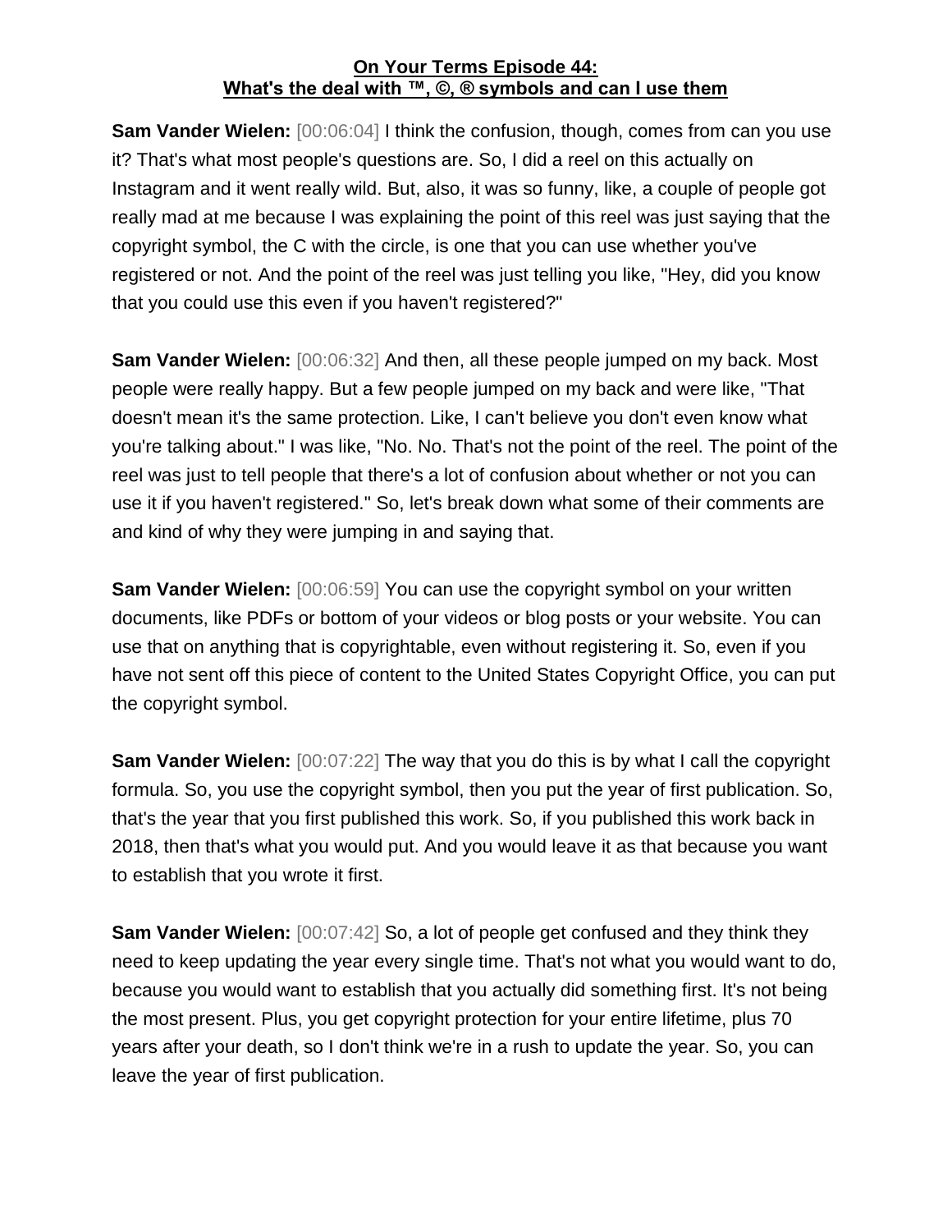**On Your Terms Episode 44:**
**What's the deal with ™, ©, ® symbols and can I use them**

**Sam Vander Wielen:** [00:06:04] I think the confusion, though, comes from can you use it? That's what most people's questions are. So, I did a reel on this actually on Instagram and it went really wild. But, also, it was so funny, like, a couple of people got really mad at me because I was explaining the point of this reel was just saying that the copyright symbol, the C with the circle, is one that you can use whether you've registered or not. And the point of the reel was just telling you like, "Hey, did you know that you could use this even if you haven't registered?"

**Sam Vander Wielen:** [00:06:32] And then, all these people jumped on my back. Most people were really happy. But a few people jumped on my back and were like, "That doesn't mean it's the same protection. Like, I can't believe you don't even know what you're talking about." I was like, "No. No. That's not the point of the reel. The point of the reel was just to tell people that there's a lot of confusion about whether or not you can use it if you haven't registered." So, let's break down what some of their comments are and kind of why they were jumping in and saying that.

**Sam Vander Wielen:** [00:06:59] You can use the copyright symbol on your written documents, like PDFs or bottom of your videos or blog posts or your website. You can use that on anything that is copyrightable, even without registering it. So, even if you have not sent off this piece of content to the United States Copyright Office, you can put the copyright symbol.

**Sam Vander Wielen:** [00:07:22] The way that you do this is by what I call the copyright formula. So, you use the copyright symbol, then you put the year of first publication. So, that's the year that you first published this work. So, if you published this work back in 2018, then that's what you would put. And you would leave it as that because you want to establish that you wrote it first.

**Sam Vander Wielen:** [00:07:42] So, a lot of people get confused and they think they need to keep updating the year every single time. That's not what you would want to do, because you would want to establish that you actually did something first. It's not being the most present. Plus, you get copyright protection for your entire lifetime, plus 70 years after your death, so I don't think we're in a rush to update the year. So, you can leave the year of first publication.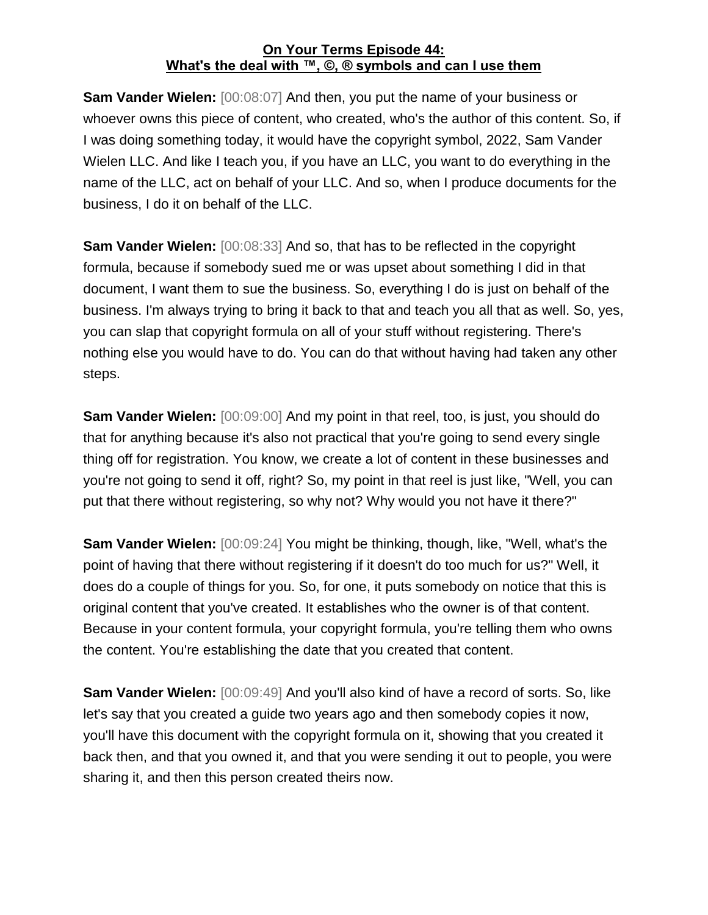**On Your Terms Episode 44:**
**What's the deal with ™, ©, ® symbols and can I use them**

**Sam Vander Wielen:** [00:08:07] And then, you put the name of your business or whoever owns this piece of content, who created, who's the author of this content. So, if I was doing something today, it would have the copyright symbol, 2022, Sam Vander Wielen LLC. And like I teach you, if you have an LLC, you want to do everything in the name of the LLC, act on behalf of your LLC. And so, when I produce documents for the business, I do it on behalf of the LLC.

**Sam Vander Wielen:** [00:08:33] And so, that has to be reflected in the copyright formula, because if somebody sued me or was upset about something I did in that document, I want them to sue the business. So, everything I do is just on behalf of the business. I'm always trying to bring it back to that and teach you all that as well. So, yes, you can slap that copyright formula on all of your stuff without registering. There's nothing else you would have to do. You can do that without having had taken any other steps.

**Sam Vander Wielen:** [00:09:00] And my point in that reel, too, is just, you should do that for anything because it's also not practical that you're going to send every single thing off for registration. You know, we create a lot of content in these businesses and you're not going to send it off, right? So, my point in that reel is just like, "Well, you can put that there without registering, so why not? Why would you not have it there?"

**Sam Vander Wielen:** [00:09:24] You might be thinking, though, like, "Well, what's the point of having that there without registering if it doesn't do too much for us?" Well, it does do a couple of things for you. So, for one, it puts somebody on notice that this is original content that you've created. It establishes who the owner is of that content. Because in your content formula, your copyright formula, you're telling them who owns the content. You're establishing the date that you created that content.

**Sam Vander Wielen:** [00:09:49] And you'll also kind of have a record of sorts. So, like let's say that you created a guide two years ago and then somebody copies it now, you'll have this document with the copyright formula on it, showing that you created it back then, and that you owned it, and that you were sending it out to people, you were sharing it, and then this person created theirs now.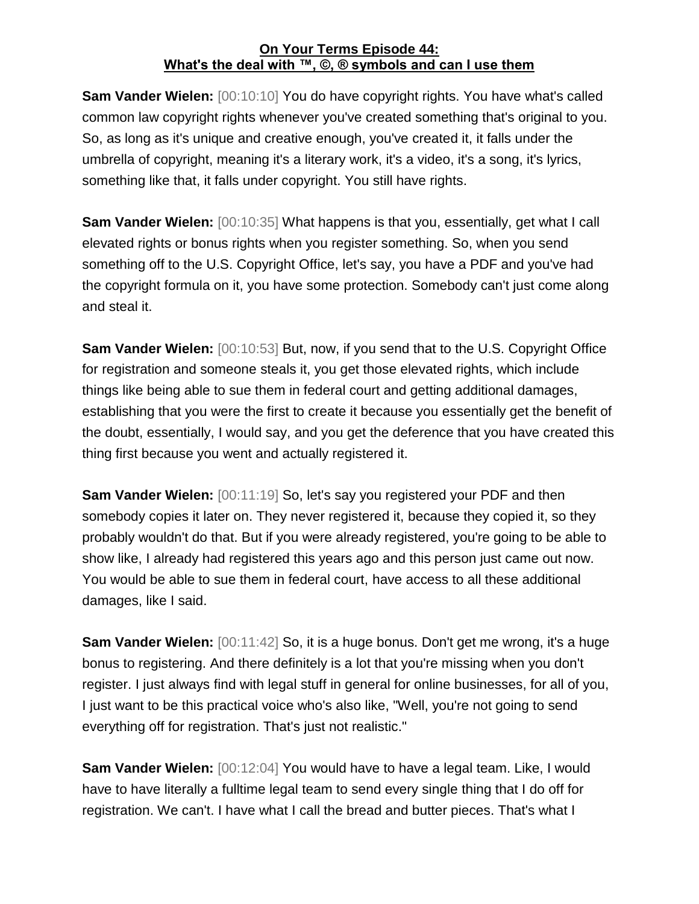**On Your Terms Episode 44:**
**What's the deal with ™, ©, ® symbols and can I use them**

**Sam Vander Wielen:** [00:10:10] You do have copyright rights. You have what's called common law copyright rights whenever you've created something that's original to you. So, as long as it's unique and creative enough, you've created it, it falls under the umbrella of copyright, meaning it's a literary work, it's a video, it's a song, it's lyrics, something like that, it falls under copyright. You still have rights.

**Sam Vander Wielen:** [00:10:35] What happens is that you, essentially, get what I call elevated rights or bonus rights when you register something. So, when you send something off to the U.S. Copyright Office, let's say, you have a PDF and you've had the copyright formula on it, you have some protection. Somebody can't just come along and steal it.

**Sam Vander Wielen:** [00:10:53] But, now, if you send that to the U.S. Copyright Office for registration and someone steals it, you get those elevated rights, which include things like being able to sue them in federal court and getting additional damages, establishing that you were the first to create it because you essentially get the benefit of the doubt, essentially, I would say, and you get the deference that you have created this thing first because you went and actually registered it.

**Sam Vander Wielen:** [00:11:19] So, let's say you registered your PDF and then somebody copies it later on. They never registered it, because they copied it, so they probably wouldn't do that. But if you were already registered, you're going to be able to show like, I already had registered this years ago and this person just came out now. You would be able to sue them in federal court, have access to all these additional damages, like I said.

**Sam Vander Wielen:** [00:11:42] So, it is a huge bonus. Don't get me wrong, it's a huge bonus to registering. And there definitely is a lot that you're missing when you don't register. I just always find with legal stuff in general for online businesses, for all of you, I just want to be this practical voice who's also like, "Well, you're not going to send everything off for registration. That's just not realistic."

**Sam Vander Wielen:** [00:12:04] You would have to have a legal team. Like, I would have to have literally a fulltime legal team to send every single thing that I do off for registration. We can't. I have what I call the bread and butter pieces. That's what I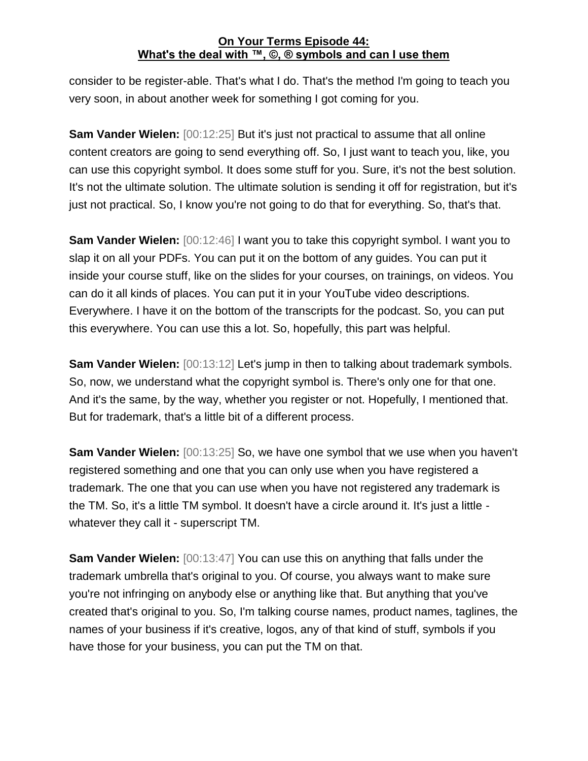consider to be register-able. That's what I do. That's the method I'm going to teach you very soon, in about another week for something I got coming for you.

**Sam Vander Wielen:** [00:12:25] But it's just not practical to assume that all online content creators are going to send everything off. So, I just want to teach you, like, you can use this copyright symbol. It does some stuff for you. Sure, it's not the best solution. It's not the ultimate solution. The ultimate solution is sending it off for registration, but it's just not practical. So, I know you're not going to do that for everything. So, that's that.

**Sam Vander Wielen:** [00:12:46] I want you to take this copyright symbol. I want you to slap it on all your PDFs. You can put it on the bottom of any guides. You can put it inside your course stuff, like on the slides for your courses, on trainings, on videos. You can do it all kinds of places. You can put it in your YouTube video descriptions. Everywhere. I have it on the bottom of the transcripts for the podcast. So, you can put this everywhere. You can use this a lot. So, hopefully, this part was helpful.

**Sam Vander Wielen:** [00:13:12] Let's jump in then to talking about trademark symbols. So, now, we understand what the copyright symbol is. There's only one for that one. And it's the same, by the way, whether you register or not. Hopefully, I mentioned that. But for trademark, that's a little bit of a different process.

**Sam Vander Wielen:** [00:13:25] So, we have one symbol that we use when you haven't registered something and one that you can only use when you have registered a trademark. The one that you can use when you have not registered any trademark is the TM. So, it's a little TM symbol. It doesn't have a circle around it. It's just a little - whatever they call it - superscript TM.

**Sam Vander Wielen:** [00:13:47] You can use this on anything that falls under the trademark umbrella that's original to you. Of course, you always want to make sure you're not infringing on anybody else or anything like that. But anything that you've created that's original to you. So, I'm talking course names, product names, taglines, the names of your business if it's creative, logos, any of that kind of stuff, symbols if you have those for your business, you can put the TM on that.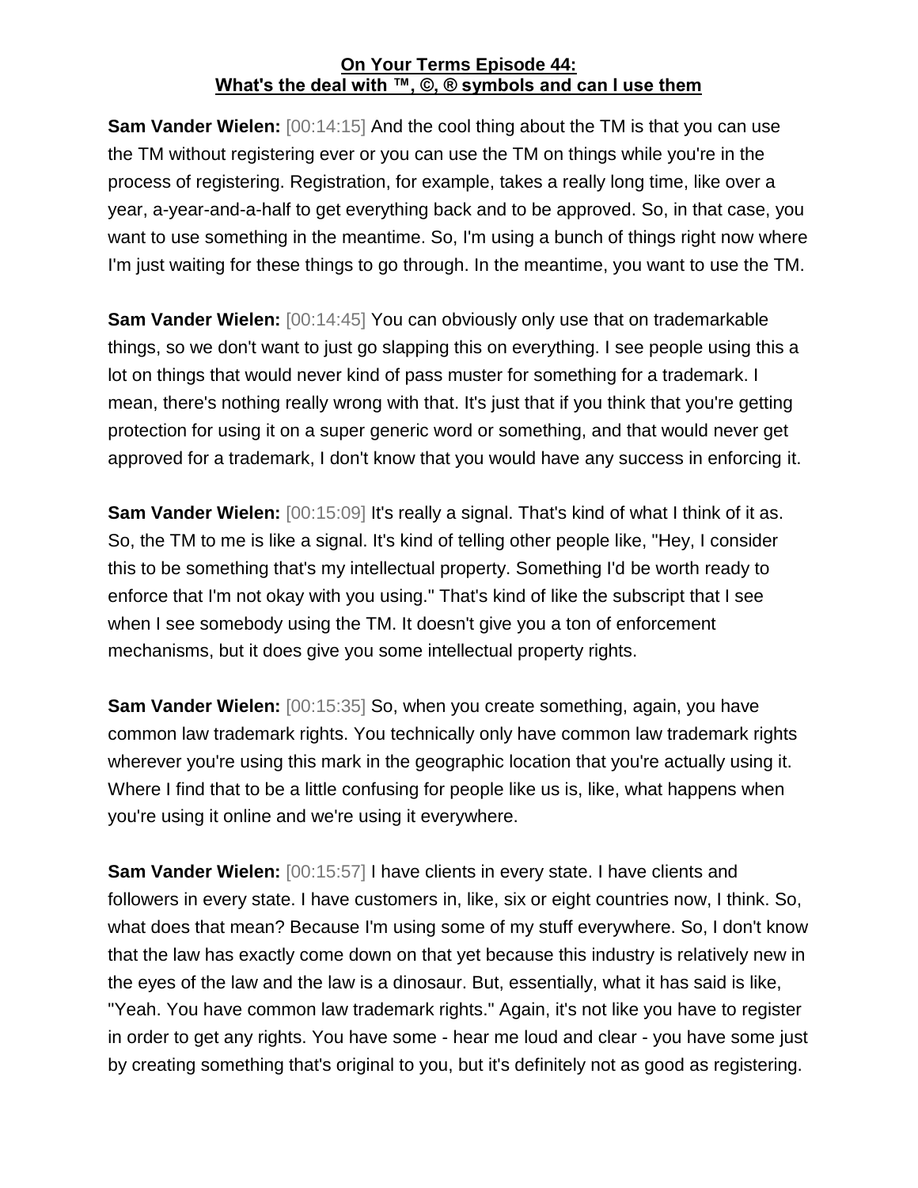**On Your Terms Episode 44:**
**What's the deal with ™, ©, ® symbols and can I use them**

**Sam Vander Wielen:** [00:14:15] And the cool thing about the TM is that you can use the TM without registering ever or you can use the TM on things while you're in the process of registering. Registration, for example, takes a really long time, like over a year, a-year-and-a-half to get everything back and to be approved. So, in that case, you want to use something in the meantime. So, I'm using a bunch of things right now where I'm just waiting for these things to go through. In the meantime, you want to use the TM.

**Sam Vander Wielen:** [00:14:45] You can obviously only use that on trademarkable things, so we don't want to just go slapping this on everything. I see people using this a lot on things that would never kind of pass muster for something for a trademark. I mean, there's nothing really wrong with that. It's just that if you think that you're getting protection for using it on a super generic word or something, and that would never get approved for a trademark, I don't know that you would have any success in enforcing it.

**Sam Vander Wielen:** [00:15:09] It's really a signal. That's kind of what I think of it as. So, the TM to me is like a signal. It's kind of telling other people like, "Hey, I consider this to be something that's my intellectual property. Something I'd be worth ready to enforce that I'm not okay with you using." That's kind of like the subscript that I see when I see somebody using the TM. It doesn't give you a ton of enforcement mechanisms, but it does give you some intellectual property rights.

**Sam Vander Wielen:** [00:15:35] So, when you create something, again, you have common law trademark rights. You technically only have common law trademark rights wherever you're using this mark in the geographic location that you're actually using it. Where I find that to be a little confusing for people like us is, like, what happens when you're using it online and we're using it everywhere.

**Sam Vander Wielen:** [00:15:57] I have clients in every state. I have clients and followers in every state. I have customers in, like, six or eight countries now, I think. So, what does that mean? Because I'm using some of my stuff everywhere. So, I don't know that the law has exactly come down on that yet because this industry is relatively new in the eyes of the law and the law is a dinosaur. But, essentially, what it has said is like, "Yeah. You have common law trademark rights." Again, it's not like you have to register in order to get any rights. You have some - hear me loud and clear - you have some just by creating something that's original to you, but it's definitely not as good as registering.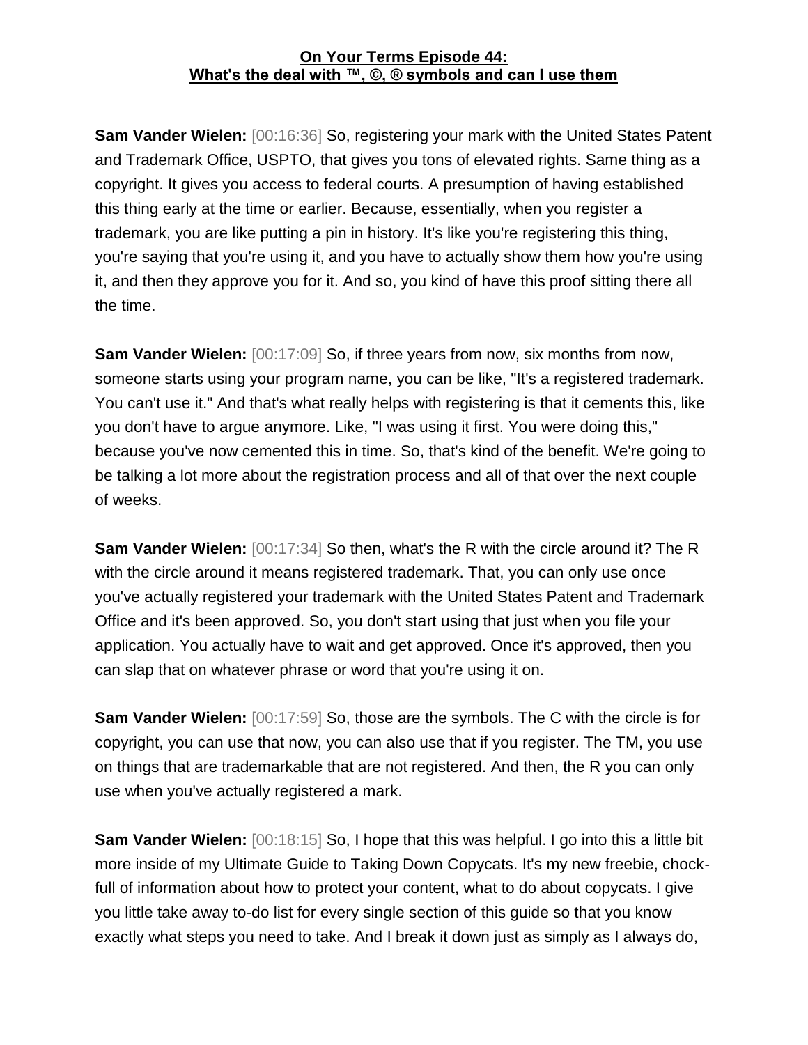**On Your Terms Episode 44:**
**What's the deal with ™, ©, ® symbols and can I use them**

**Sam Vander Wielen:** [00:16:36] So, registering your mark with the United States Patent and Trademark Office, USPTO, that gives you tons of elevated rights. Same thing as a copyright. It gives you access to federal courts. A presumption of having established this thing early at the time or earlier. Because, essentially, when you register a trademark, you are like putting a pin in history. It's like you're registering this thing, you're saying that you're using it, and you have to actually show them how you're using it, and then they approve you for it. And so, you kind of have this proof sitting there all the time.

**Sam Vander Wielen:** [00:17:09] So, if three years from now, six months from now, someone starts using your program name, you can be like, "It's a registered trademark. You can't use it." And that's what really helps with registering is that it cements this, like you don't have to argue anymore. Like, "I was using it first. You were doing this," because you've now cemented this in time. So, that's kind of the benefit. We're going to be talking a lot more about the registration process and all of that over the next couple of weeks.

**Sam Vander Wielen:** [00:17:34] So then, what's the R with the circle around it? The R with the circle around it means registered trademark. That, you can only use once you've actually registered your trademark with the United States Patent and Trademark Office and it's been approved. So, you don't start using that just when you file your application. You actually have to wait and get approved. Once it's approved, then you can slap that on whatever phrase or word that you're using it on.

**Sam Vander Wielen:** [00:17:59] So, those are the symbols. The C with the circle is for copyright, you can use that now, you can also use that if you register. The TM, you use on things that are trademarkable that are not registered. And then, the R you can only use when you've actually registered a mark.

**Sam Vander Wielen:** [00:18:15] So, I hope that this was helpful. I go into this a little bit more inside of my Ultimate Guide to Taking Down Copycats. It's my new freebie, chock-full of information about how to protect your content, what to do about copycats. I give you little take away to-do list for every single section of this guide so that you know exactly what steps you need to take. And I break it down just as simply as I always do,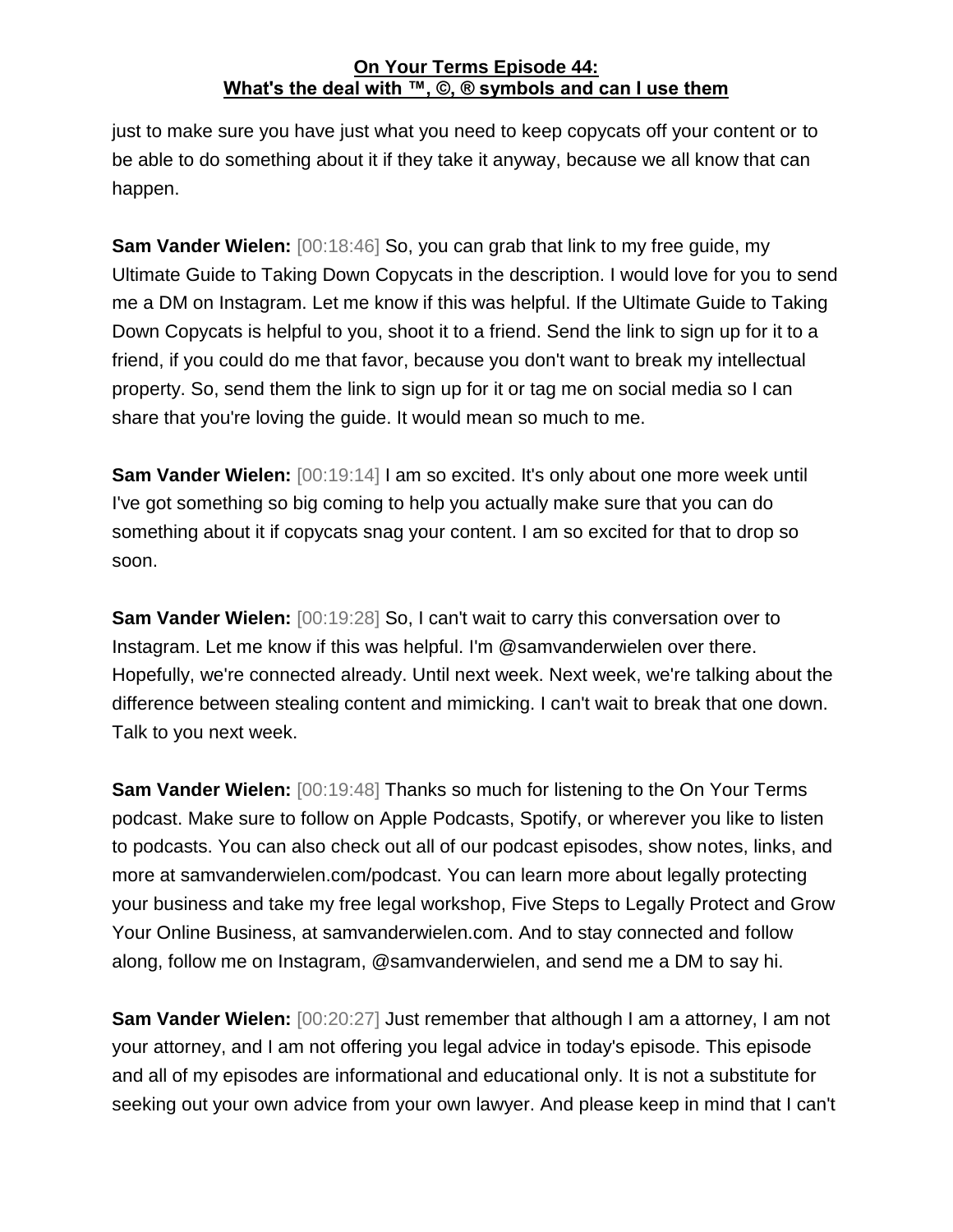just to make sure you have just what you need to keep copycats off your content or to be able to do something about it if they take it anyway, because we all know that can happen.

**Sam Vander Wielen:** [00:18:46] So, you can grab that link to my free guide, my Ultimate Guide to Taking Down Copycats in the description. I would love for you to send me a DM on Instagram. Let me know if this was helpful. If the Ultimate Guide to Taking Down Copycats is helpful to you, shoot it to a friend. Send the link to sign up for it to a friend, if you could do me that favor, because you don't want to break my intellectual property. So, send them the link to sign up for it or tag me on social media so I can share that you're loving the guide. It would mean so much to me.

**Sam Vander Wielen:** [00:19:14] I am so excited. It's only about one more week until I've got something so big coming to help you actually make sure that you can do something about it if copycats snag your content. I am so excited for that to drop so soon.

**Sam Vander Wielen:** [00:19:28] So, I can't wait to carry this conversation over to Instagram. Let me know if this was helpful. I'm @samvanderwielen over there. Hopefully, we're connected already. Until next week. Next week, we're talking about the difference between stealing content and mimicking. I can't wait to break that one down. Talk to you next week.

**Sam Vander Wielen:** [00:19:48] Thanks so much for listening to the On Your Terms podcast. Make sure to follow on Apple Podcasts, Spotify, or wherever you like to listen to podcasts. You can also check out all of our podcast episodes, show notes, links, and more at samvanderwielen.com/podcast. You can learn more about legally protecting your business and take my free legal workshop, Five Steps to Legally Protect and Grow Your Online Business, at samvanderwielen.com. And to stay connected and follow along, follow me on Instagram, @samvanderwielen, and send me a DM to say hi.

**Sam Vander Wielen:** [00:20:27] Just remember that although I am a attorney, I am not your attorney, and I am not offering you legal advice in today's episode. This episode and all of my episodes are informational and educational only. It is not a substitute for seeking out your own advice from your own lawyer. And please keep in mind that I can't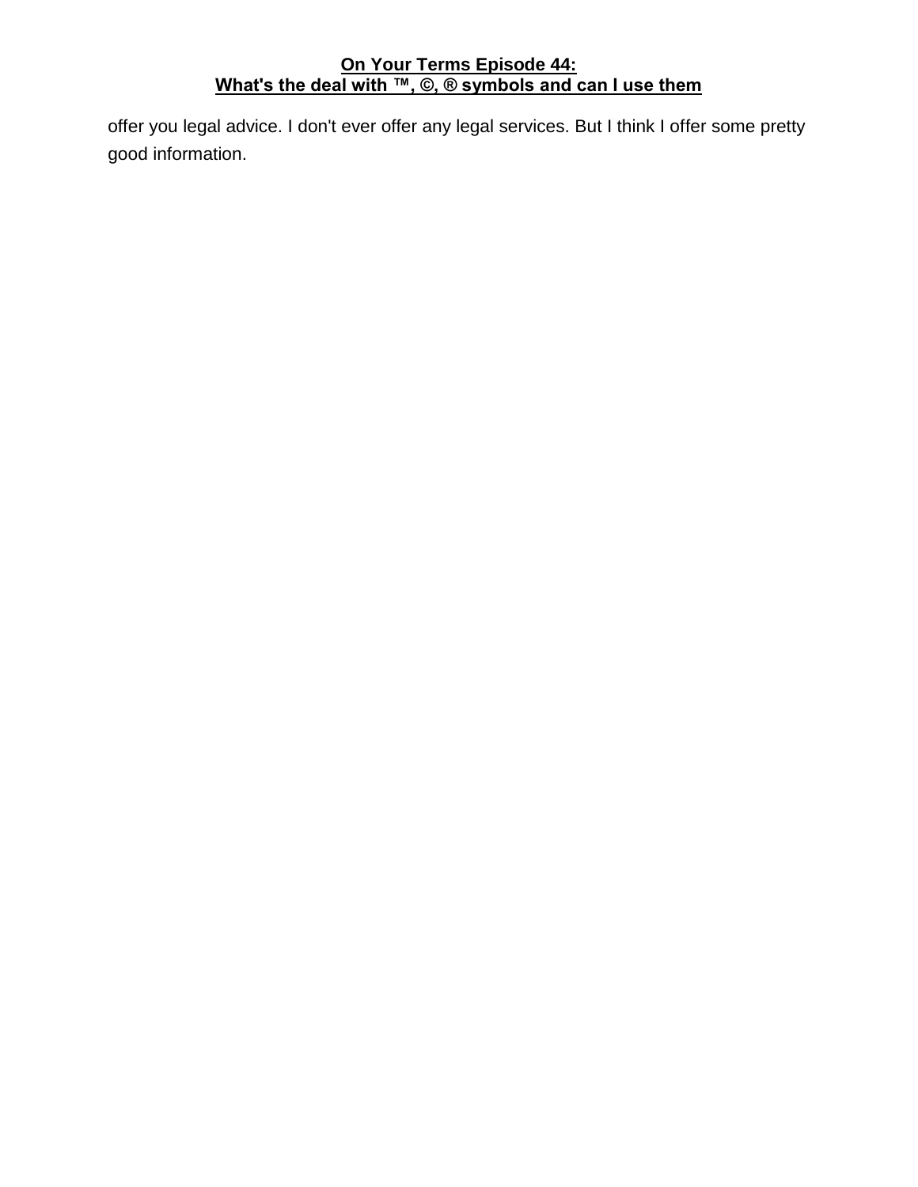offer you legal advice. I don't ever offer any legal services. But I think I offer some pretty good information.